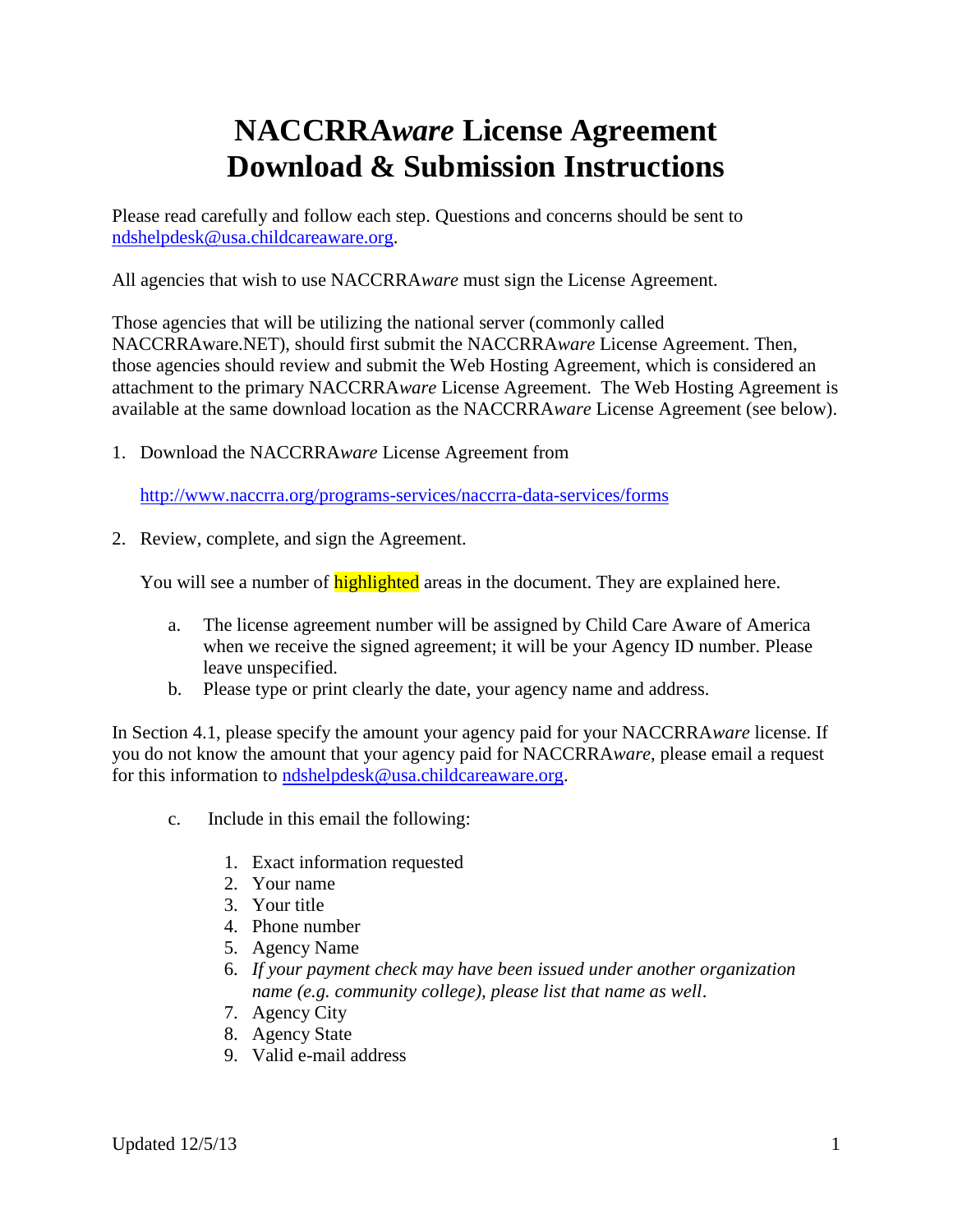# NACCRRA*ware* License Agreement Download & Submission Instructions

Please read carefully and follow each step. Questions and concerns should be sent to [ndshelpdesk@usa.childcareaware.org](mailto:ndshelpdesk@usa.childcareaware.org).

All agencies that wish to use NACCRRA*ware* must sign the License Agreement.

Those agencies that will be utilizing the national server (commonly called NACCRRAware.NET), should first submit the NACCRRA*ware* License Agreement. Then, those agencies should review and submit the Web Hosting Agreement, which is considered an attachment to the primary NACCRRA*ware* License Agreement. The Web Hosting Agreement is available at the same download location as the NACCRRA*ware* License Agreement (see below).

1. Download the NACCRRA*ware* License Agreement from

   [http://www.naccrra.org/programs-services/naccrra-data-services/forms](http://www.naccrra.org/programs-services/naccrra-data-services/forms)

2. Review, complete, and sign the Agreement.

   You will see a number of highlighted areas in the document. They are explained here.

   a. The license agreement number will be assigned by Child Care Aware of America when we receive the signed agreement; it will be your Agency ID number. Please leave unspecified.
   b. Please type or print clearly the date, your agency name and address.

In Section 4.1, please specify the amount your agency paid for your NACCRRA*ware* license. If you do not know the amount that your agency paid for NACCRRA*ware*, please email a request for this information to [ndshelpdesk@usa.childcareaware.org](mailto:ndshelpdesk@usa.childcareaware.org).

   c. Include in this email the following:

      1. Exact information requested
      2. Your name
      3. Your title
      4. Phone number
      5. Agency Name
      6. *If your payment check may have been issued under another organization name (e.g. community college), please list that name as well*.
      7. Agency City
      8. Agency State
      9. Valid e-mail address

Updated 12/5/13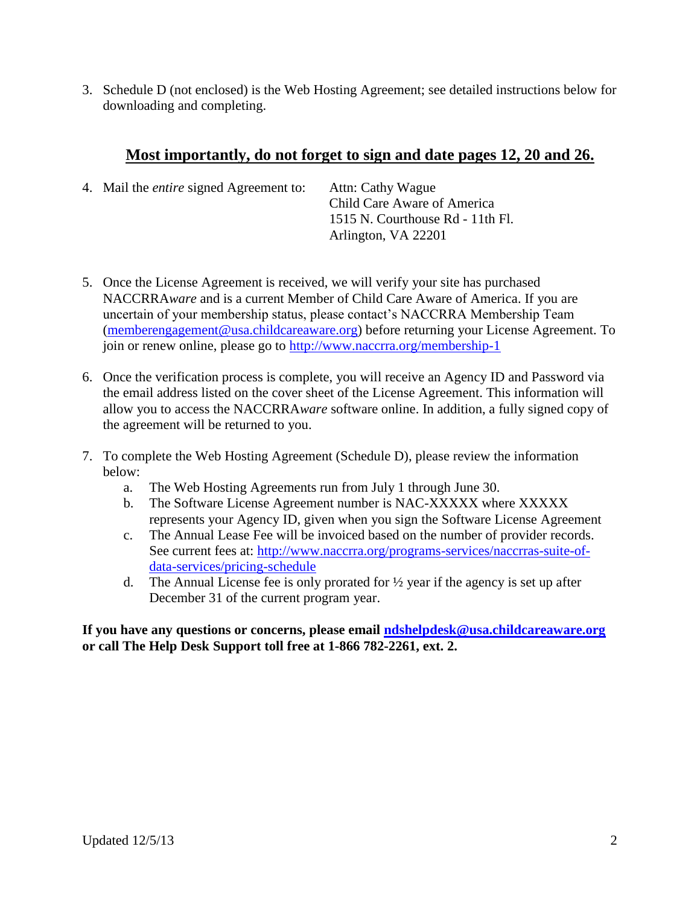3. Schedule D (not enclosed) is the Web Hosting Agreement; see detailed instructions below for downloading and completing.

## **Most importantly, do not forget to sign and date pages 12, 20 and 26.**

4. Mail the *entire* signed Agreement to:

   Attn: Cathy Wague
   Child Care Aware of America
   1515 N. Courthouse Rd - 11th Fl.
   Arlington, VA 22201

5. Once the License Agreement is received, we will verify your site has purchased NACCRRA*ware* and is a current Member of Child Care Aware of America. If you are uncertain of your membership status, please contact's NACCRRA Membership Team (memberengagement@usa.childcareaware.org) before returning your License Agreement. To join or renew online, please go to http://www.naccrra.org/membership-1

6. Once the verification process is complete, you will receive an Agency ID and Password via the email address listed on the cover sheet of the License Agreement. This information will allow you to access the NACCRRA*ware* software online. In addition, a fully signed copy of the agreement will be returned to you.

7. To complete the Web Hosting Agreement (Schedule D), please review the information below:
   a. The Web Hosting Agreements run from July 1 through June 30.
   b. The Software License Agreement number is NAC-XXXXX where XXXXX represents your Agency ID, given when you sign the Software License Agreement
   c. The Annual Lease Fee will be invoiced based on the number of provider records. See current fees at: http://www.naccrra.org/programs-services/naccrras-suite-of-data-services/pricing-schedule
   d. The Annual License fee is only prorated for ½ year if the agency is set up after December 31 of the current program year.

**If you have any questions or concerns, please email ndshelpdesk@usa.childcareaware.org or call The Help Desk Support toll free at 1-866 782-2261, ext. 2.**

Updated 12/5/13